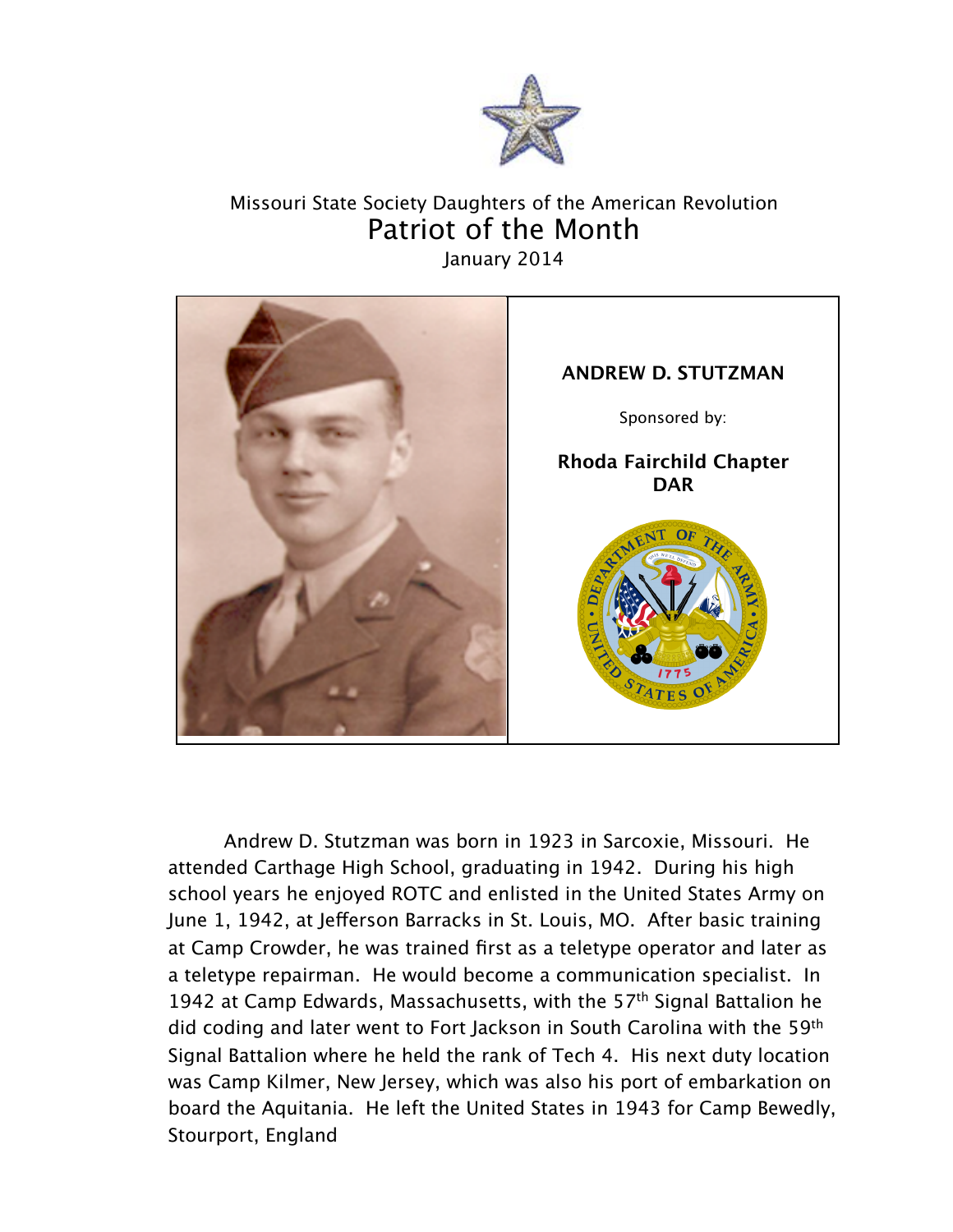Missouri State Society Daughters of the American Revolution

# Patriot of the Month

January 2014

**ANDREW D. STUTZMAN**

Sponsored by:

**Rhoda Fairchild Chapter DAR**

Andrew D. Stutzman was born in 1923 in Sarcoxie, Missouri. He attended Carthage High School, graduating in 1942. During his high school years he enjoyed ROTC and enlisted in the United States Army on June 1, 1942, at Jefferson Barracks in St. Louis, MO. After basic training at Camp Crowder, he was trained first as a teletype operator and later as a teletype repairman. He would become a communication specialist. In 1942 at Camp Edwards, Massachusetts, with the 57th Signal Battalion he did coding and later went to Fort Jackson in South Carolina with the 59th Signal Battalion where he held the rank of Tech 4. His next duty location was Camp Kilmer, New Jersey, which was also his port of embarkation on board the Aquitania. He left the United States in 1943 for Camp Bewedly, Stourport, England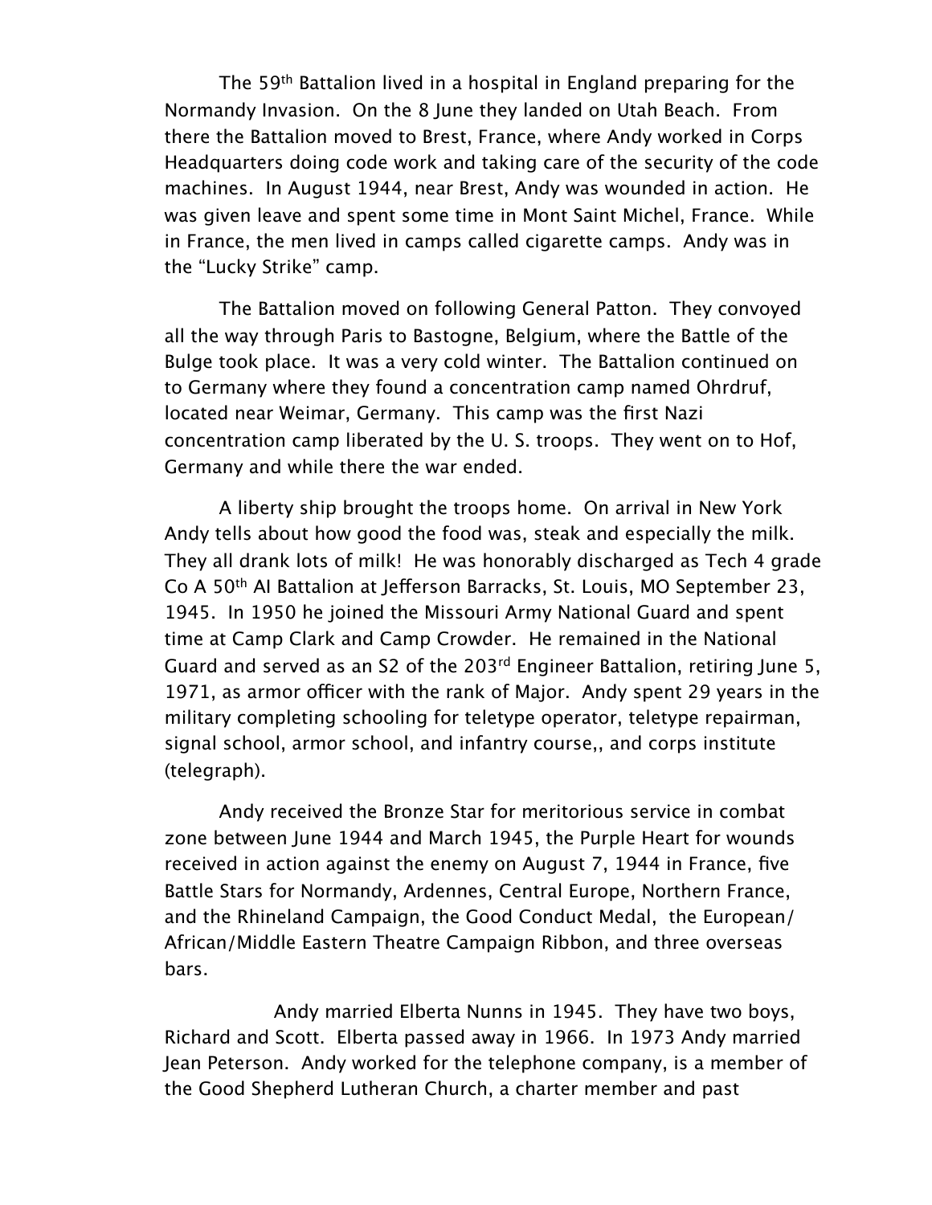The 59th Battalion lived in a hospital in England preparing for the Normandy Invasion. On the 8 June they landed on Utah Beach. From there the Battalion moved to Brest, France, where Andy worked in Corps Headquarters doing code work and taking care of the security of the code machines. In August 1944, near Brest, Andy was wounded in action. He was given leave and spent some time in Mont Saint Michel, France. While in France, the men lived in camps called cigarette camps. Andy was in the "Lucky Strike" camp.

The Battalion moved on following General Patton. They convoyed all the way through Paris to Bastogne, Belgium, where the Battle of the Bulge took place. It was a very cold winter. The Battalion continued on to Germany where they found a concentration camp named Ohrdruf, located near Weimar, Germany. This camp was the first Nazi concentration camp liberated by the U. S. troops. They went on to Hof, Germany and while there the war ended.

A liberty ship brought the troops home. On arrival in New York Andy tells about how good the food was, steak and especially the milk. They all drank lots of milk! He was honorably discharged as Tech 4 grade Co A 50th AI Battalion at Jefferson Barracks, St. Louis, MO September 23, 1945. In 1950 he joined the Missouri Army National Guard and spent time at Camp Clark and Camp Crowder. He remained in the National Guard and served as an S2 of the 203rd Engineer Battalion, retiring June 5, 1971, as armor officer with the rank of Major. Andy spent 29 years in the military completing schooling for teletype operator, teletype repairman, signal school, armor school, and infantry course,, and corps institute (telegraph).

Andy received the Bronze Star for meritorious service in combat zone between June 1944 and March 1945, the Purple Heart for wounds received in action against the enemy on August 7, 1944 in France, five Battle Stars for Normandy, Ardennes, Central Europe, Northern France, and the Rhineland Campaign, the Good Conduct Medal, the European/African/Middle Eastern Theatre Campaign Ribbon, and three overseas bars.

Andy married Elberta Nunns in 1945. They have two boys, Richard and Scott. Elberta passed away in 1966. In 1973 Andy married Jean Peterson. Andy worked for the telephone company, is a member of the Good Shepherd Lutheran Church, a charter member and past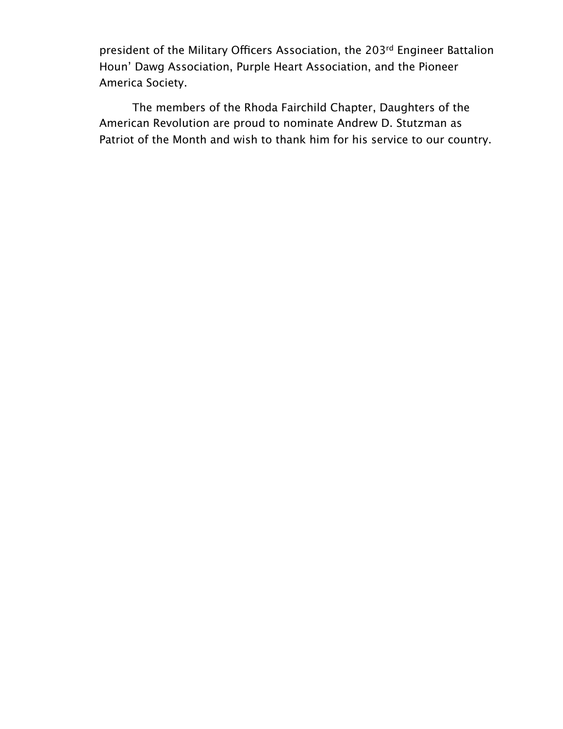president of the Military Officers Association, the 203rd Engineer Battalion Houn' Dawg Association, Purple Heart Association, and the Pioneer America Society.

The members of the Rhoda Fairchild Chapter, Daughters of the American Revolution are proud to nominate Andrew D. Stutzman as Patriot of the Month and wish to thank him for his service to our country.